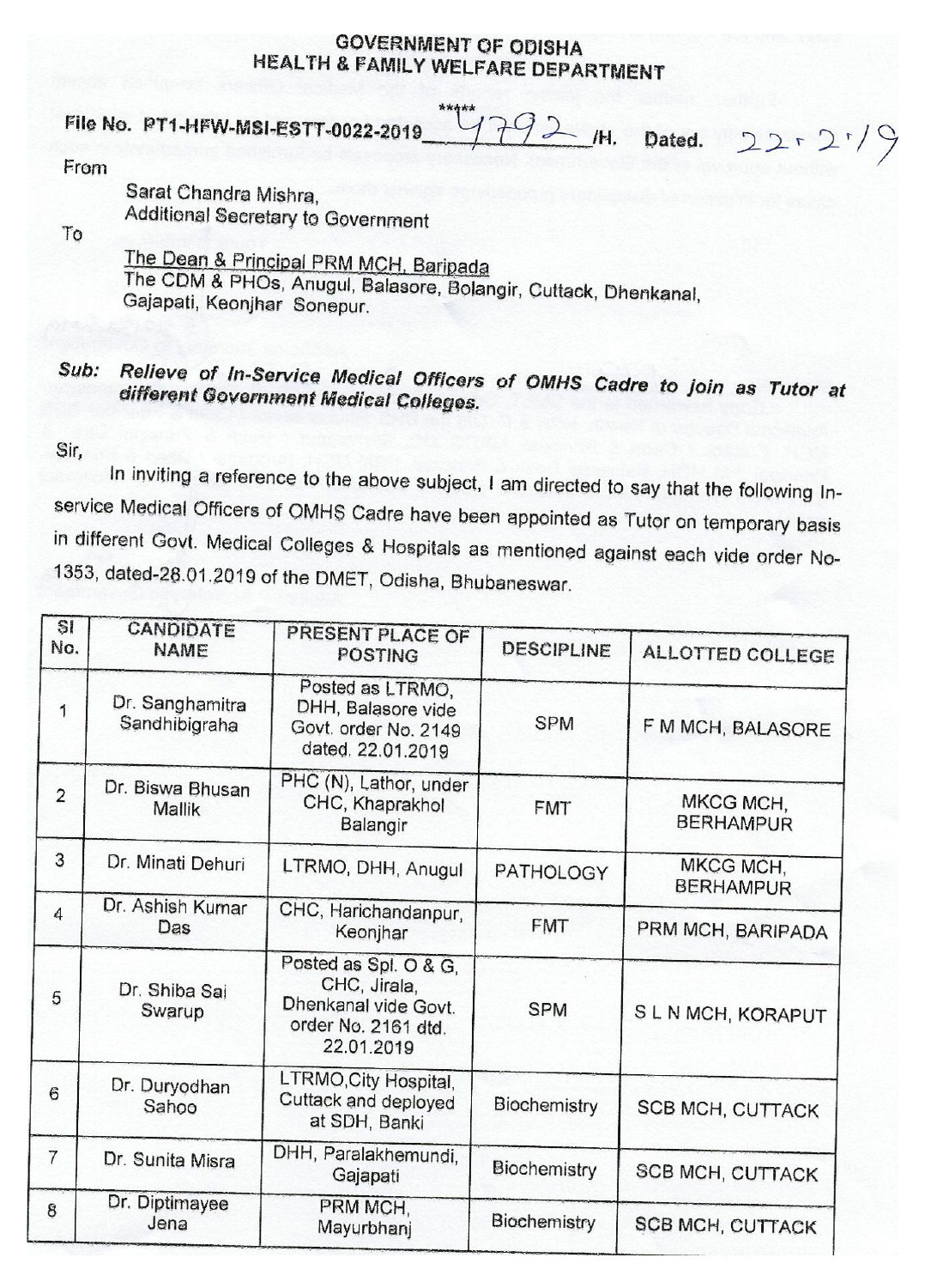**GOVERNMENT OF ODISHA**
**HEALTH & FAMILY WELFARE DEPARTMENT**

File No. PT1-HFW-MSI-ESTT-0022-2019 4792 /H. Dated. 22.2.19

From

Sarat Chandra Mishra,
Additional Secretary to Government

To

The Dean & Principal PRM MCH, Baripada
The CDM & PHOs, Anugul, Balasore, Bolangir, Cuttack, Dhenkanal, Gajapati, Keonjhar Sonepur.

***Sub: Relieve of In-Service Medical Officers of OMHS Cadre to join as Tutor at different Government Medical Colleges.***

Sir,

In inviting a reference to the above subject, I am directed to say that the following In-service Medical Officers of OMHS Cadre have been appointed as Tutor on temporary basis in different Govt. Medical Colleges & Hospitals as mentioned against each vide order No-1353, dated-28.01.2019 of the DMET, Odisha, Bhubaneswar.

| Sl No. | CANDIDATE NAME | PRESENT PLACE OF POSTING | DESCIPLINE | ALLOTTED COLLEGE |
|---|---|---|---|---|
| 1 | Dr. Sanghamitra Sandhibigraha | Posted as LTRMO, DHH, Balasore vide Govt. order No. 2149 dated. 22.01.2019 | SPM | F M MCH, BALASORE |
| 2 | Dr. Biswa Bhusan Mallik | PHC (N), Lathor, under CHC, Khaprakhol Balangir | FMT | MKCG MCH, BERHAMPUR |
| 3 | Dr. Minati Dehuri | LTRMO, DHH, Anugul | PATHOLOGY | MKCG MCH, BERHAMPUR |
| 4 | Dr. Ashish Kumar Das | CHC, Harichandanpur, Keonjhar | FMT | PRM MCH, BARIPADA |
| 5 | Dr. Shiba Sai Swarup | Posted as Spl. O & G, CHC, Jirala, Dhenkanal vide Govt. order No. 2161 dtd. 22.01.2019 | SPM | S L N MCH, KORAPUT |
| 6 | Dr. Duryodhan Sahoo | LTRMO,City Hospital, Cuttack and deployed at SDH, Banki | Biochemistry | SCB MCH, CUTTACK |
| 7 | Dr. Sunita Misra | DHH, Paralakhemundi, Gajapati | Biochemistry | SCB MCH, CUTTACK |
| 8 | Dr. Diptimayee Jena | PRM MCH, Mayurbhanj | Biochemistry | SCB MCH, CUTTACK |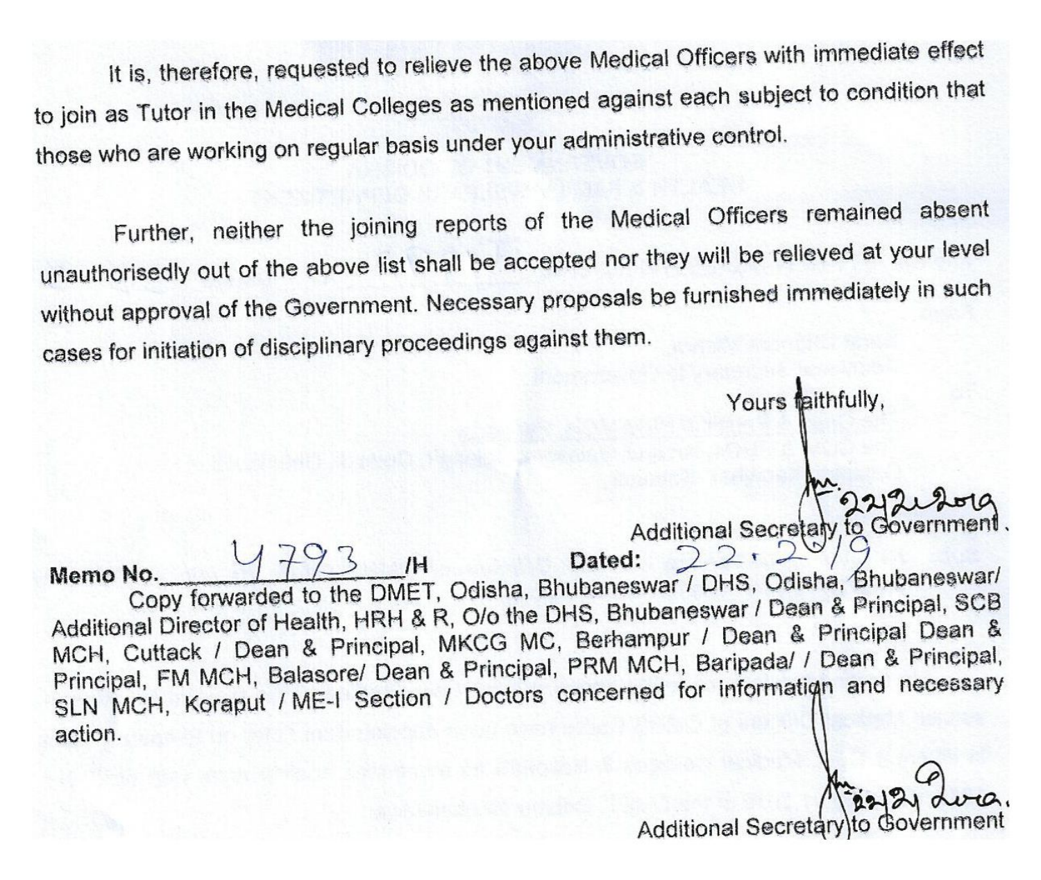It is, therefore, requested to relieve the above Medical Officers with immediate effect to join as Tutor in the Medical Colleges as mentioned against each subject to condition that those who are working on regular basis under your administrative control.

Further, neither the joining reports of the Medical Officers remained absent unauthorisedly out of the above list shall be accepted nor they will be relieved at your level without approval of the Government. Necessary proposals be furnished immediately in such cases for initiation of disciplinary proceedings against them.

Yours faithfully,

22/2/2019

Additional Secretary to Government

**Memo No.** 4793 /H **Dated:** 22.2.19

Copy forwarded to the DMET, Odisha, Bhubaneswar / DHS, Odisha, Bhubaneswar/ Additional Director of Health, HRH & R, O/o the DHS, Bhubaneswar / Dean & Principal, SCB MCH, Cuttack / Dean & Principal, MKCG MC, Berhampur / Dean & Principal Dean & Principal, FM MCH, Balasore/ Dean & Principal, PRM MCH, Baripada/ / Dean & Principal, SLN MCH, Koraput / ME-I Section / Doctors concerned for information and necessary action.

22/2/2019

Additional Secretary to Government